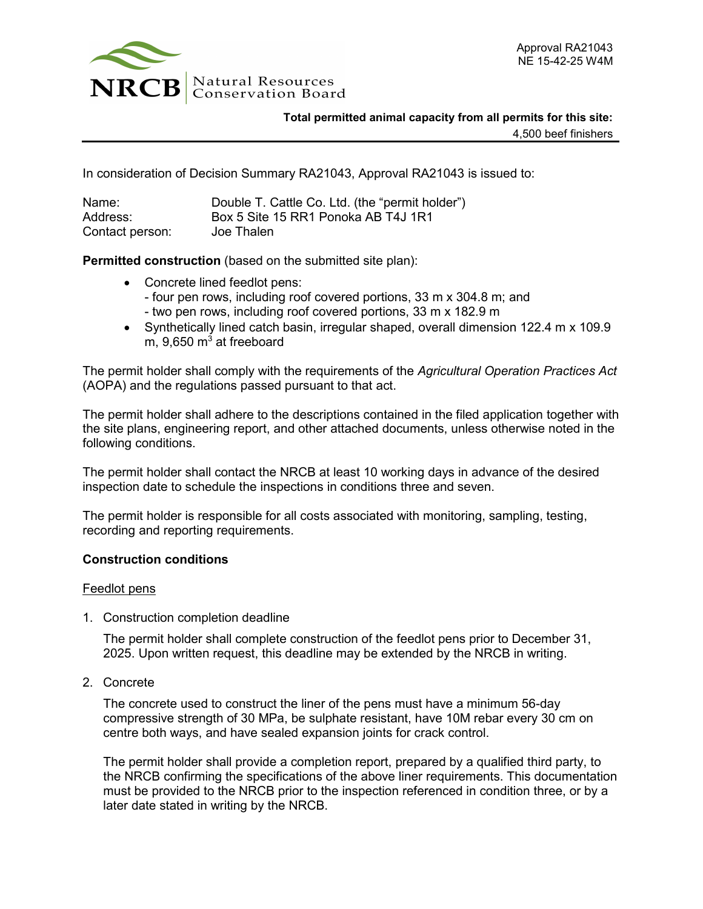Approval RA21043
NE 15-42-25 W4M

NRCB | Natural Resources Conservation Board

**Total permitted animal capacity from all permits for this site:**
4,500 beef finishers

---

In consideration of Decision Summary RA21043, Approval RA21043 is issued to:

Name: Double T. Cattle Co. Ltd. (the "permit holder")
Address: Box 5 Site 15 RR1 Ponoka AB T4J 1R1
Contact person: Joe Thalen

**Permitted construction** (based on the submitted site plan):

- Concrete lined feedlot pens:
  - four pen rows, including roof covered portions, 33 m x 304.8 m; and
  - two pen rows, including roof covered portions, 33 m x 182.9 m
- Synthetically lined catch basin, irregular shaped, overall dimension 122.4 m x 109.9 m, 9,650 $m^3$ at freeboard

The permit holder shall comply with the requirements of the *Agricultural Operation Practices Act* (AOPA) and the regulations passed pursuant to that act.

The permit holder shall adhere to the descriptions contained in the filed application together with the site plans, engineering report, and other attached documents, unless otherwise noted in the following conditions.

The permit holder shall contact the NRCB at least 10 working days in advance of the desired inspection date to schedule the inspections in conditions three and seven.

The permit holder is responsible for all costs associated with monitoring, sampling, testing, recording and reporting requirements.

**Construction conditions**

Feedlot pens

1. Construction completion deadline

   The permit holder shall complete construction of the feedlot pens prior to December 31, 2025. Upon written request, this deadline may be extended by the NRCB in writing.

2. Concrete

   The concrete used to construct the liner of the pens must have a minimum 56-day compressive strength of 30 MPa, be sulphate resistant, have 10M rebar every 30 cm on centre both ways, and have sealed expansion joints for crack control.

   The permit holder shall provide a completion report, prepared by a qualified third party, to the NRCB confirming the specifications of the above liner requirements. This documentation must be provided to the NRCB prior to the inspection referenced in condition three, or by a later date stated in writing by the NRCB.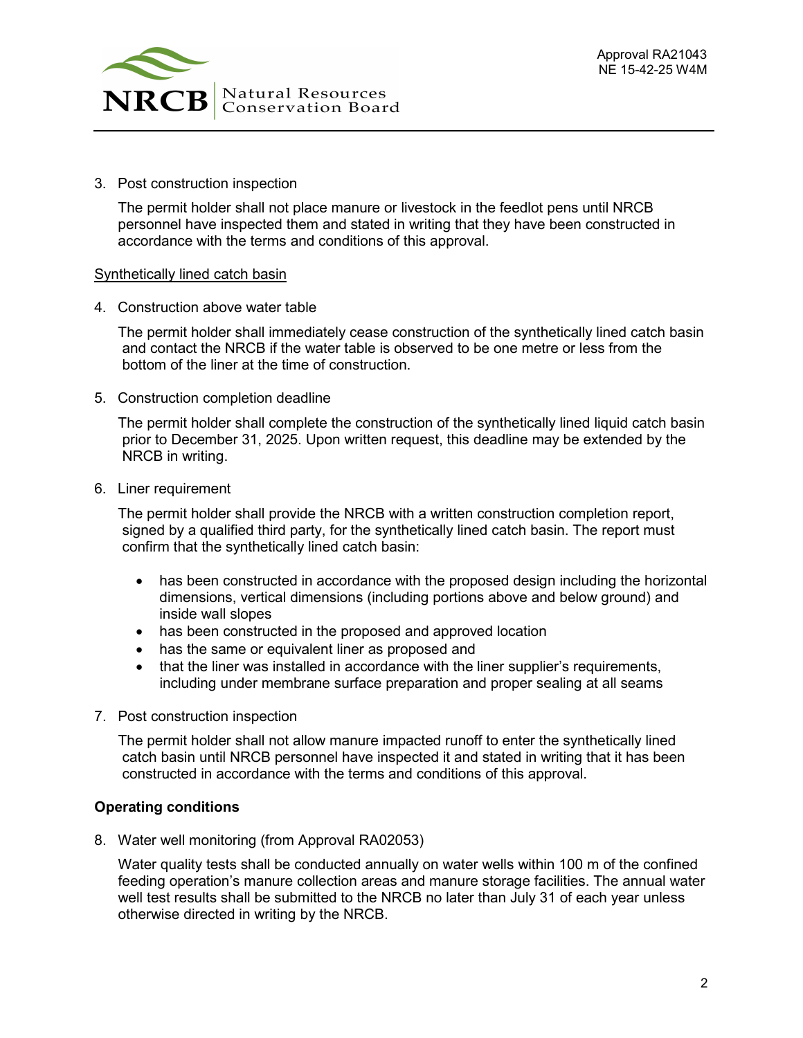3. Post construction inspection

   The permit holder shall not place manure or livestock in the feedlot pens until NRCB personnel have inspected them and stated in writing that they have been constructed in accordance with the terms and conditions of this approval.

<u>Synthetically lined catch basin</u>

4. Construction above water table

   The permit holder shall immediately cease construction of the synthetically lined catch basin and contact the NRCB if the water table is observed to be one metre or less from the bottom of the liner at the time of construction.

5. Construction completion deadline

   The permit holder shall complete the construction of the synthetically lined liquid catch basin prior to December 31, 2025. Upon written request, this deadline may be extended by the NRCB in writing.

6. Liner requirement

   The permit holder shall provide the NRCB with a written construction completion report, signed by a qualified third party, for the synthetically lined catch basin. The report must confirm that the synthetically lined catch basin:

   - has been constructed in accordance with the proposed design including the horizontal dimensions, vertical dimensions (including portions above and below ground) and inside wall slopes
   - has been constructed in the proposed and approved location
   - has the same or equivalent liner as proposed and
   - that the liner was installed in accordance with the liner supplier's requirements, including under membrane surface preparation and proper sealing at all seams

7. Post construction inspection

   The permit holder shall not allow manure impacted runoff to enter the synthetically lined catch basin until NRCB personnel have inspected it and stated in writing that it has been constructed in accordance with the terms and conditions of this approval.

**Operating conditions**

8. Water well monitoring (from Approval RA02053)

   Water quality tests shall be conducted annually on water wells within 100 m of the confined feeding operation's manure collection areas and manure storage facilities. The annual water well test results shall be submitted to the NRCB no later than July 31 of each year unless otherwise directed in writing by the NRCB.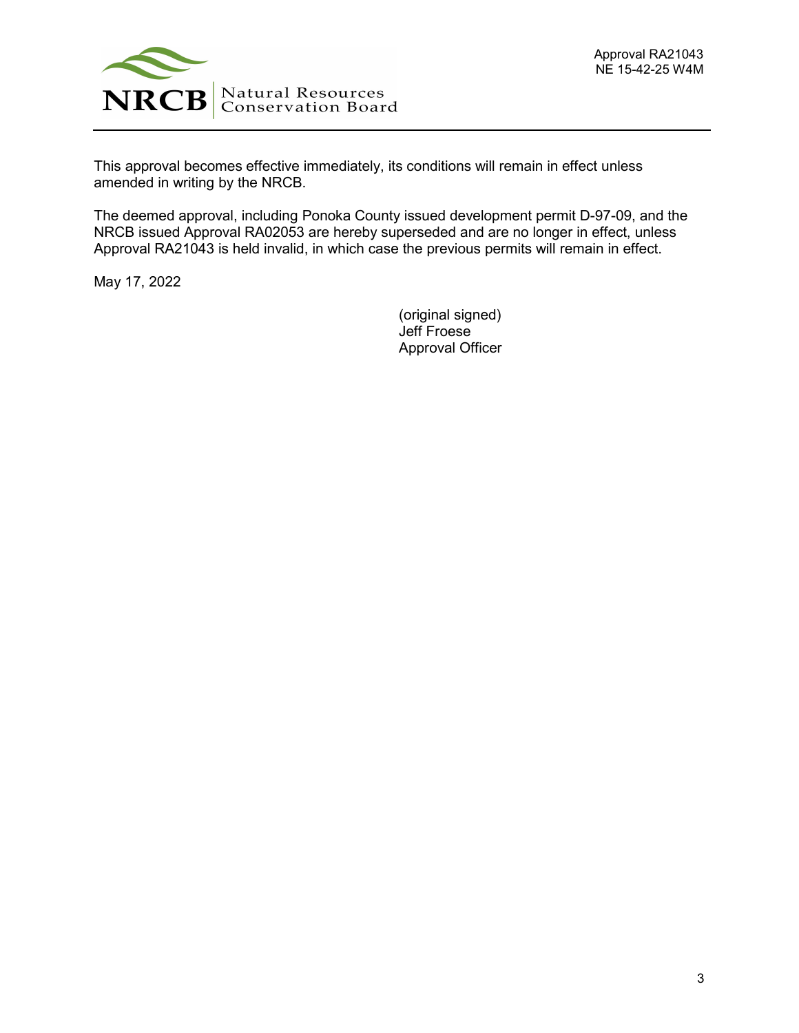This approval becomes effective immediately, its conditions will remain in effect unless amended in writing by the NRCB.

The deemed approval, including Ponoka County issued development permit D-97-09, and the NRCB issued Approval RA02053 are hereby superseded and are no longer in effect, unless Approval RA21043 is held invalid, in which case the previous permits will remain in effect.

May 17, 2022

(original signed)
Jeff Froese
Approval Officer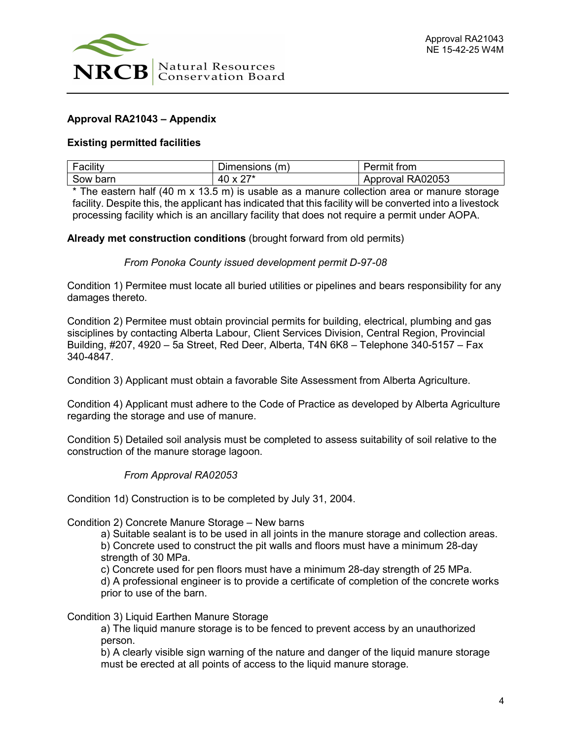**Approval RA21043 – Appendix**

**Existing permitted facilities**

| Facility | Dimensions (m) | Permit from |
| --- | --- | --- |
| Sow barn | 40 x 27* | Approval RA02053 |

* The eastern half (40 m x 13.5 m) is usable as a manure collection area or manure storage facility. Despite this, the applicant has indicated that this facility will be converted into a livestock processing facility which is an ancillary facility that does not require a permit under AOPA.

**Already met construction conditions** (brought forward from old permits)

*From Ponoka County issued development permit D-97-08*

Condition 1) Permitee must locate all buried utilities or pipelines and bears responsibility for any damages thereto.

Condition 2) Permitee must obtain provincial permits for building, electrical, plumbing and gas sisciplines by contacting Alberta Labour, Client Services Division, Central Region, Provincial Building, #207, 4920 – 5a Street, Red Deer, Alberta, T4N 6K8 – Telephone 340-5157 – Fax 340-4847.

Condition 3) Applicant must obtain a favorable Site Assessment from Alberta Agriculture.

Condition 4) Applicant must adhere to the Code of Practice as developed by Alberta Agriculture regarding the storage and use of manure.

Condition 5) Detailed soil analysis must be completed to assess suitability of soil relative to the construction of the manure storage lagoon.

*From Approval RA02053*

Condition 1d) Construction is to be completed by July 31, 2004.

Condition 2) Concrete Manure Storage – New barns
- a) Suitable sealant is to be used in all joints in the manure storage and collection areas.
- b) Concrete used to construct the pit walls and floors must have a minimum 28-day strength of 30 MPa.
- c) Concrete used for pen floors must have a minimum 28-day strength of 25 MPa.
- d) A professional engineer is to provide a certificate of completion of the concrete works prior to use of the barn.

Condition 3) Liquid Earthen Manure Storage
- a) The liquid manure storage is to be fenced to prevent access by an unauthorized person.
- b) A clearly visible sign warning of the nature and danger of the liquid manure storage must be erected at all points of access to the liquid manure storage.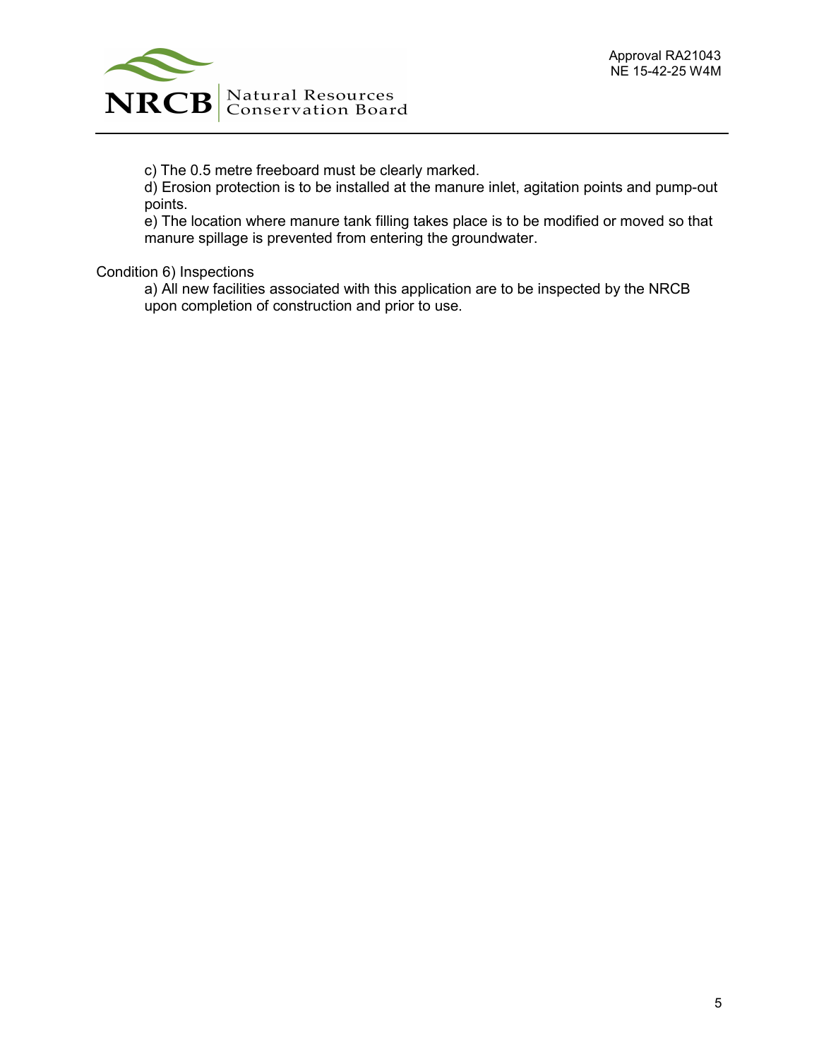c) The 0.5 metre freeboard must be clearly marked.
d) Erosion protection is to be installed at the manure inlet, agitation points and pump-out points.
e) The location where manure tank filling takes place is to be modified or moved so that manure spillage is prevented from entering the groundwater.

Condition 6) Inspections

a) All new facilities associated with this application are to be inspected by the NRCB upon completion of construction and prior to use.